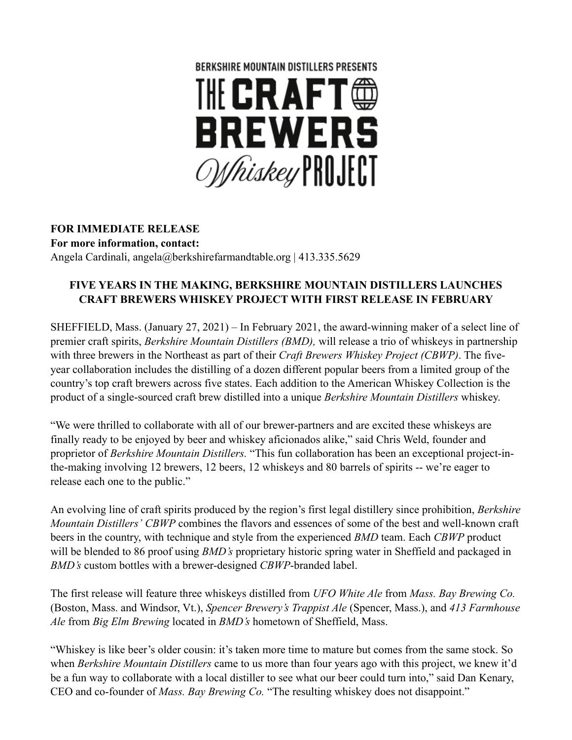BERKSHIRE MOUNTAIN DISTILLERS PRESENTS

# THE CRAFT BREWERS *Whiskey* PROJECT

**FOR IMMEDIATE RELEASE**
**For more information, contact:**
Angela Cardinali, angela@berkshirefarmandtable.org | 413.335.5629

## FIVE YEARS IN THE MAKING, BERKSHIRE MOUNTAIN DISTILLERS LAUNCHES CRAFT BREWERS WHISKEY PROJECT WITH FIRST RELEASE IN FEBRUARY

SHEFFIELD, Mass. (January 27, 2021) – In February 2021, the award-winning maker of a select line of premier craft spirits, *Berkshire Mountain Distillers (BMD),* will release a trio of whiskeys in partnership with three brewers in the Northeast as part of their *Craft Brewers Whiskey Project (CBWP)*. The five-year collaboration includes the distilling of a dozen different popular beers from a limited group of the country's top craft brewers across five states. Each addition to the American Whiskey Collection is the product of a single-sourced craft brew distilled into a unique *Berkshire Mountain Distillers* whiskey.

"We were thrilled to collaborate with all of our brewer-partners and are excited these whiskeys are finally ready to be enjoyed by beer and whiskey aficionados alike," said Chris Weld, founder and proprietor of *Berkshire Mountain Distillers.* "This fun collaboration has been an exceptional project-in-the-making involving 12 brewers, 12 beers, 12 whiskeys and 80 barrels of spirits -- we're eager to release each one to the public."

An evolving line of craft spirits produced by the region's first legal distillery since prohibition, *Berkshire Mountain Distillers' CBWP* combines the flavors and essences of some of the best and well-known craft beers in the country, with technique and style from the experienced *BMD* team. Each *CBWP* product will be blended to 86 proof using *BMD's* proprietary historic spring water in Sheffield and packaged in *BMD's* custom bottles with a brewer-designed *CBWP*-branded label.

The first release will feature three whiskeys distilled from *UFO White Ale* from *Mass. Bay Brewing Co.* (Boston, Mass. and Windsor, Vt.), *Spencer Brewery's Trappist Ale* (Spencer, Mass.), and *413 Farmhouse Ale* from *Big Elm Brewing* located in *BMD's* hometown of Sheffield, Mass.

"Whiskey is like beer's older cousin: it's taken more time to mature but comes from the same stock. So when *Berkshire Mountain Distillers* came to us more than four years ago with this project, we knew it'd be a fun way to collaborate with a local distiller to see what our beer could turn into," said Dan Kenary, CEO and co-founder of *Mass. Bay Brewing Co.* "The resulting whiskey does not disappoint."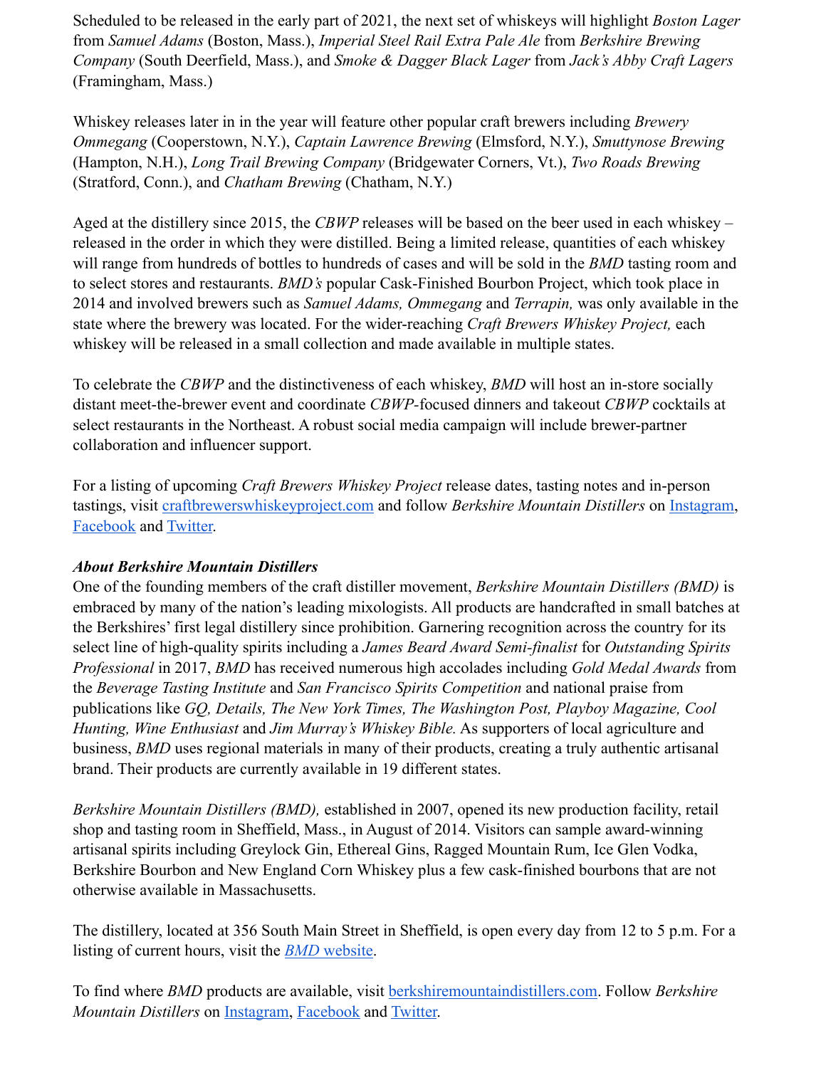Scheduled to be released in the early part of 2021, the next set of whiskeys will highlight *Boston Lager* from *Samuel Adams* (Boston, Mass.), *Imperial Steel Rail Extra Pale Ale* from *Berkshire Brewing Company* (South Deerfield, Mass.), and *Smoke & Dagger Black Lager* from *Jack's Abby Craft Lagers* (Framingham, Mass.)

Whiskey releases later in in the year will feature other popular craft brewers including *Brewery Ommegang* (Cooperstown, N.Y.), *Captain Lawrence Brewing* (Elmsford, N.Y.), *Smuttynose Brewing* (Hampton, N.H.), *Long Trail Brewing Company* (Bridgewater Corners, Vt.), *Two Roads Brewing* (Stratford, Conn.), and *Chatham Brewing* (Chatham, N.Y.)

Aged at the distillery since 2015, the *CBWP* releases will be based on the beer used in each whiskey – released in the order in which they were distilled. Being a limited release, quantities of each whiskey will range from hundreds of bottles to hundreds of cases and will be sold in the *BMD* tasting room and to select stores and restaurants. *BMD's* popular Cask-Finished Bourbon Project, which took place in 2014 and involved brewers such as *Samuel Adams, Ommegang* and *Terrapin,* was only available in the state where the brewery was located. For the wider-reaching *Craft Brewers Whiskey Project,* each whiskey will be released in a small collection and made available in multiple states.

To celebrate the *CBWP* and the distinctiveness of each whiskey, *BMD* will host an in-store socially distant meet-the-brewer event and coordinate *CBWP*-focused dinners and takeout *CBWP* cocktails at select restaurants in the Northeast. A robust social media campaign will include brewer-partner collaboration and influencer support.

For a listing of upcoming *Craft Brewers Whiskey Project* release dates, tasting notes and in-person tastings, visit craftbrewerswhiskeyproject.com and follow *Berkshire Mountain Distillers* on Instagram, Facebook and Twitter.

***About Berkshire Mountain Distillers***

One of the founding members of the craft distiller movement, *Berkshire Mountain Distillers (BMD)* is embraced by many of the nation's leading mixologists. All products are handcrafted in small batches at the Berkshires' first legal distillery since prohibition. Garnering recognition across the country for its select line of high-quality spirits including a *James Beard Award Semi-finalist* for *Outstanding Spirits Professional* in 2017, *BMD* has received numerous high accolades including *Gold Medal Awards* from the *Beverage Tasting Institute* and *San Francisco Spirits Competition* and national praise from publications like *GQ, Details, The New York Times, The Washington Post, Playboy Magazine, Cool Hunting, Wine Enthusiast* and *Jim Murray's Whiskey Bible.* As supporters of local agriculture and business, *BMD* uses regional materials in many of their products, creating a truly authentic artisanal brand. Their products are currently available in 19 different states.

*Berkshire Mountain Distillers (BMD),* established in 2007, opened its new production facility, retail shop and tasting room in Sheffield, Mass., in August of 2014. Visitors can sample award-winning artisanal spirits including Greylock Gin, Ethereal Gins, Ragged Mountain Rum, Ice Glen Vodka, Berkshire Bourbon and New England Corn Whiskey plus a few cask-finished bourbons that are not otherwise available in Massachusetts.

The distillery, located at 356 South Main Street in Sheffield, is open every day from 12 to 5 p.m. For a listing of current hours, visit the *BMD* website.

To find where *BMD* products are available, visit berkshiremountaindistillers.com. Follow *Berkshire Mountain Distillers* on Instagram, Facebook and Twitter.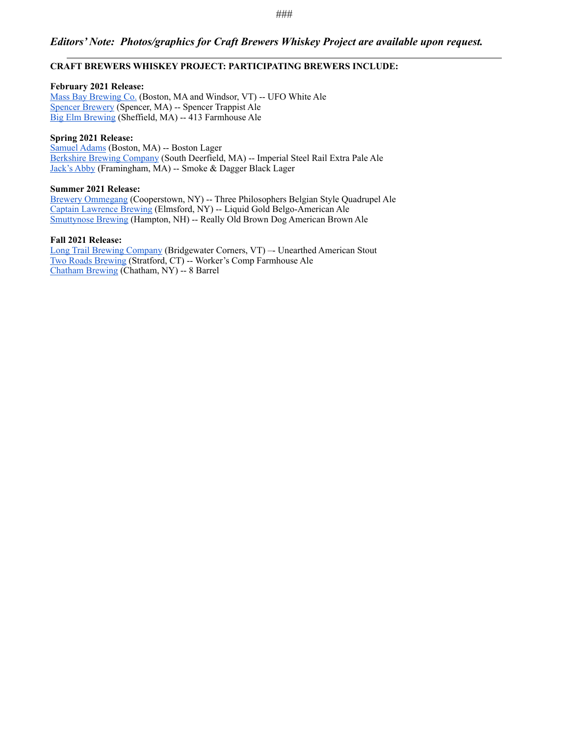###

***Editors' Note: Photos/graphics for Craft Brewers Whiskey Project are available upon request.***

---

**CRAFT BREWERS WHISKEY PROJECT: PARTICIPATING BREWERS INCLUDE:**

**February 2021 Release:**
Mass Bay Brewing Co. (Boston, MA and Windsor, VT) -- UFO White Ale
Spencer Brewery (Spencer, MA) -- Spencer Trappist Ale
Big Elm Brewing (Sheffield, MA) -- 413 Farmhouse Ale

**Spring 2021 Release:**
Samuel Adams (Boston, MA) -- Boston Lager
Berkshire Brewing Company (South Deerfield, MA) -- Imperial Steel Rail Extra Pale Ale
Jack's Abby (Framingham, MA) -- Smoke & Dagger Black Lager

**Summer 2021 Release:**
Brewery Ommegang (Cooperstown, NY) -- Three Philosophers Belgian Style Quadrupel Ale
Captain Lawrence Brewing (Elmsford, NY) -- Liquid Gold Belgo-American Ale
Smuttynose Brewing (Hampton, NH) -- Really Old Brown Dog American Brown Ale

**Fall 2021 Release:**
Long Trail Brewing Company (Bridgewater Corners, VT) –- Unearthed American Stout
Two Roads Brewing (Stratford, CT) -- Worker's Comp Farmhouse Ale
Chatham Brewing (Chatham, NY) -- 8 Barrel